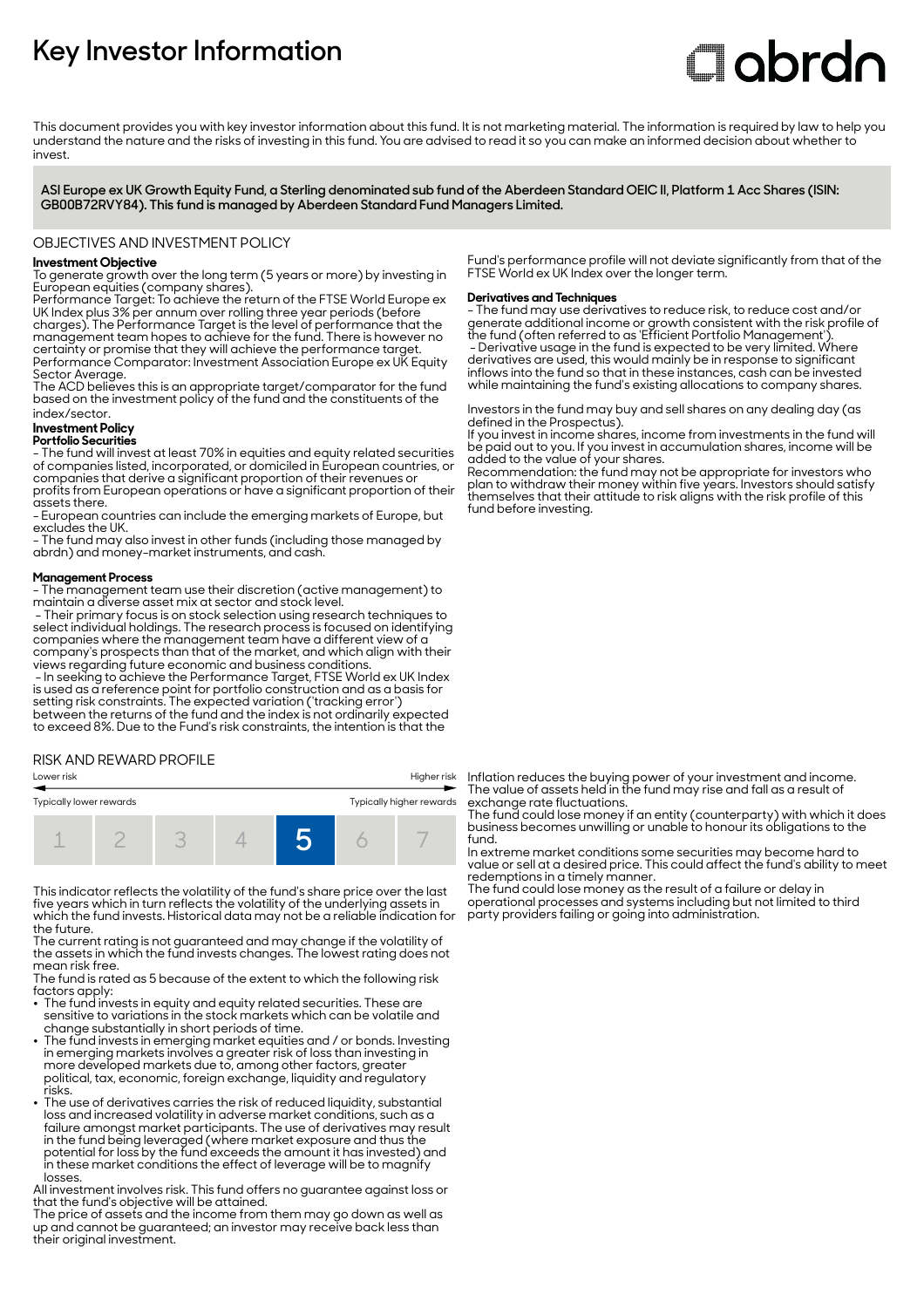# Key Investor Information

abrdn

This document provides you with key investor information about this fund. It is not marketing material. The information is required by law to help you understand the nature and the risks of investing in this fund. You are advised to read it so you can make an informed decision about whether to invest.

**ASI Europe ex UK Growth Equity Fund, a Sterling denominated sub fund of the Aberdeen Standard OEIC II, Platform 1 Acc Shares (ISIN: GB00B72RVY84). This fund is managed by Aberdeen Standard Fund Managers Limited.**

## OBJECTIVES AND INVESTMENT POLICY

**Investment Objective**

To generate growth over the long term (5 years or more) by investing in European equities (company shares).

Performance Target: To achieve the return of the FTSE World Europe ex UK Index plus 3% per annum over rolling three year periods (before charges). The Performance Target is the level of performance that the management team hopes to achieve for the fund. There is however no certainty or promise that they will achieve the performance target.

Performance Comparator: Investment Association Europe ex UK Equity Sector Average.

The ACD believes this is an appropriate target/comparator for the fund based on the investment policy of the fund and the constituents of the index/sector.

**Investment Policy**

**Portfolio Securities**

- The fund will invest at least 70% in equities and equity related securities of companies listed, incorporated, or domiciled in European countries, or companies that derive a significant proportion of their revenues or profits from European operations or have a significant proportion of their assets there.
- European countries can include the emerging markets of Europe, but excludes the UK.
- The fund may also invest in other funds (including those managed by abrdn) and money-market instruments, and cash.

**Management Process**

- The management team use their discretion (active management) to maintain a diverse asset mix at sector and stock level.
- Their primary focus is on stock selection using research techniques to select individual holdings. The research process is focused on identifying companies where the management team have a different view of a company's prospects than that of the market, and which align with their views regarding future economic and business conditions.
- In seeking to achieve the Performance Target, FTSE World ex UK Index is used as a reference point for portfolio construction and as a basis for setting risk constraints. The expected variation ('tracking error') between the returns of the fund and the index is not ordinarily expected to exceed 8%. Due to the Fund's risk constraints, the intention is that the Fund's performance profile will not deviate significantly from that of the FTSE World ex UK Index over the longer term.

**Derivatives and Techniques**

- The fund may use derivatives to reduce risk, to reduce cost and/or generate additional income or growth consistent with the risk profile of the fund (often referred to as 'Efficient Portfolio Management').
- Derivative usage in the fund is expected to be very limited. Where derivatives are used, this would mainly be in response to significant inflows into the fund so that in these instances, cash can be invested while maintaining the fund's existing allocations to company shares.

Investors in the fund may buy and sell shares on any dealing day (as defined in the Prospectus).

If you invest in income shares, income from investments in the fund will be paid out to you. If you invest in accumulation shares, income will be added to the value of your shares.

Recommendation: the fund may not be appropriate for investors who plan to withdraw their money within five years. Investors should satisfy themselves that their attitude to risk aligns with the risk profile of this fund before investing.

## RISK AND REWARD PROFILE

| Lower risk | | | | | | Higher risk |
|---|---|---|---|---|---|---|
| Typically lower rewards | | | | | | Typically higher rewards |
| 1 | 2 | 3 | 4 | **5** | 6 | 7 |

This indicator reflects the volatility of the fund's share price over the last five years which in turn reflects the volatility of the underlying assets in which the fund invests. Historical data may not be a reliable indication for the future.

The current rating is not guaranteed and may change if the volatility of the assets in which the fund invests changes. The lowest rating does not mean risk free.

The fund is rated as 5 because of the extent to which the following risk factors apply:

- The fund invests in equity and equity related securities. These are sensitive to variations in the stock markets which can be volatile and change substantially in short periods of time.
- The fund invests in emerging market equities and / or bonds. Investing in emerging markets involves a greater risk of loss than investing in more developed markets due to, among other factors, greater political, tax, economic, foreign exchange, liquidity and regulatory risks.
- The use of derivatives carries the risk of reduced liquidity, substantial loss and increased volatility in adverse market conditions, such as a failure amongst market participants. The use of derivatives may result in the fund being leveraged (where market exposure and thus the potential for loss by the fund exceeds the amount it has invested) and in these market conditions the effect of leverage will be to magnify losses.

All investment involves risk. This fund offers no guarantee against loss or that the fund's objective will be attained.

The price of assets and the income from them may go down as well as up and cannot be guaranteed; an investor may receive back less than their original investment.

Inflation reduces the buying power of your investment and income.

The value of assets held in the fund may rise and fall as a result of exchange rate fluctuations.

The fund could lose money if an entity (counterparty) with which it does business becomes unwilling or unable to honour its obligations to the fund.

In extreme market conditions some securities may become hard to value or sell at a desired price. This could affect the fund's ability to meet redemptions in a timely manner.

The fund could lose money as the result of a failure or delay in operational processes and systems including but not limited to third party providers failing or going into administration.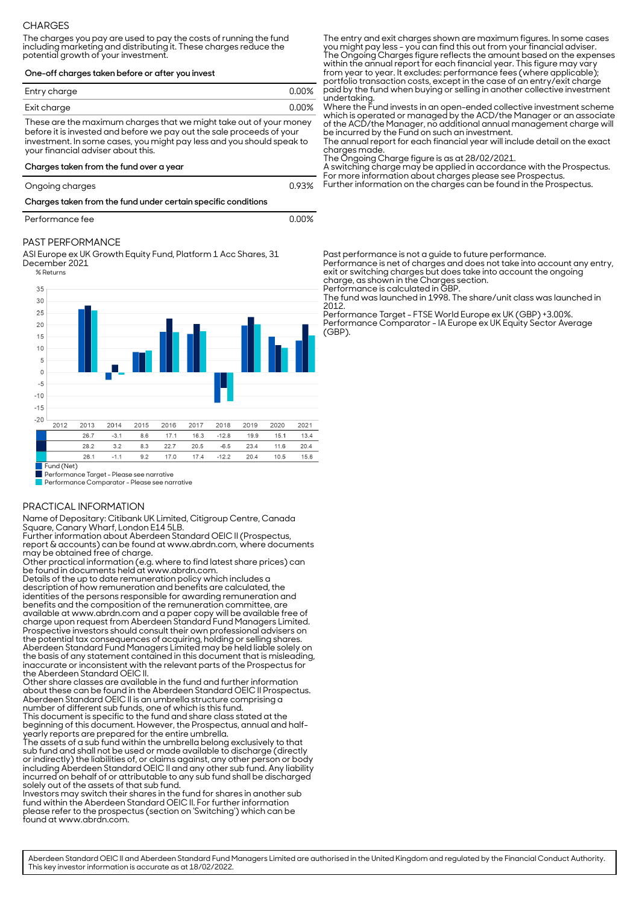## CHARGES

The charges you pay are used to pay the costs of running the fund including marketing and distributing it. These charges reduce the potential growth of your investment.

| One-off charges taken before or after you invest | |
|---|---|
| Entry charge | 0.00% |
| Exit charge | 0.00% |

These are the maximum charges that we might take out of your money before it is invested and before we pay out the sale proceeds of your investment. In some cases, you might pay less and you should speak to your financial adviser about this.

| Charges taken from the fund over a year | |
|---|---|
| Ongoing charges | 0.93% |

| Charges taken from the fund under certain specific conditions | |
|---|---|
| Performance fee | 0.00% |

The entry and exit charges shown are maximum figures. In some cases you might pay less - you can find this out from your financial adviser.
The Ongoing Charges figure reflects the amount based on the expenses within the annual report for each financial year. This figure may vary from year to year. It excludes: performance fees (where applicable); portfolio transaction costs, except in the case of an entry/exit charge paid by the fund when buying or selling in another collective investment undertaking.
Where the Fund invests in an open-ended collective investment scheme which is operated or managed by the ACD/the Manager or an associate of the ACD/the Manager, no additional annual management charge will be incurred by the Fund on such an investment.
The annual report for each financial year will include detail on the exact charges made.
The Ongoing Charge figure is as at 28/02/2021.
A switching charge may be applied in accordance with the Prospectus.
For more information about charges please see Prospectus.
Further information on the charges can be found in the Prospectus.

## PAST PERFORMANCE

ASI Europe ex UK Growth Equity Fund, Platform 1 Acc Shares, 31 December 2021

% Returns

35
30
25
20
15
10
5
0
-5
-10
-15
-20

2012 2013 2014 2015 2016 2017 2018 2019 2020 2021

Fund (Net): 26.7 -3.1 8.6 17.1 16.3 -12.8 19.9 15.1 13.4
Performance Target - Please see narrative: 28.2 3.2 8.3 22.7 20.5 -6.5 23.4 11.6 20.4
Performance Comparator - Please see narrative: 26.1 -1.1 9.2 17.0 17.4 -12.2 20.4 10.5 15.6

Past performance is not a guide to future performance.
Performance is net of charges and does not take into account any entry, exit or switching charges but does take into account the ongoing charge, as shown in the Charges section.
Performance is calculated in GBP.
The fund was launched in 1998. The share/unit class was launched in 2012.
Performance Target - FTSE World Europe ex UK (GBP) +3.00%.
Performance Comparator - IA Europe ex UK Equity Sector Average (GBP).

## PRACTICAL INFORMATION

Name of Depositary: Citibank UK Limited, Citigroup Centre, Canada Square, Canary Wharf, London E14 5LB.
Further information about Aberdeen Standard OEIC II (Prospectus, report & accounts) can be found at www.abrdn.com, where documents may be obtained free of charge.
Other practical information (e.g. where to find latest share prices) can be found in documents held at www.abrdn.com.
Details of the up to date remuneration policy which includes a description of how remuneration and benefits are calculated, the identities of the persons responsible for awarding remuneration and benefits and the composition of the remuneration committee, are available at www.abrdn.com and a paper copy will be available free of charge upon request from Aberdeen Standard Fund Managers Limited.
Prospective investors should consult their own professional advisers on the potential tax consequences of acquiring, holding or selling shares.
Aberdeen Standard Fund Managers Limited may be held liable solely on the basis of any statement contained in this document that is misleading, inaccurate or inconsistent with the relevant parts of the Prospectus for the Aberdeen Standard OEIC II.
Other share classes are available in the fund and further information about these can be found in the Aberdeen Standard OEIC II Prospectus.
Aberdeen Standard OEIC II is an umbrella structure comprising a number of different sub funds, one of which is this fund.
This document is specific to the fund and share class stated at the beginning of this document. However, the Prospectus, annual and half-yearly reports are prepared for the entire umbrella.
The assets of a sub fund within the umbrella belong exclusively to that sub fund and shall not be used or made available to discharge (directly or indirectly) the liabilities of, or claims against, any other person or body including Aberdeen Standard OEIC II and any other sub fund. Any liability incurred on behalf of or attributable to any sub fund shall be discharged solely out of the assets of that sub fund.
Investors may switch their shares in the fund for shares in another sub fund within the Aberdeen Standard OEIC II. For further information please refer to the prospectus (section on 'Switching') which can be found at www.abrdn.com.

Aberdeen Standard OEIC II and Aberdeen Standard Fund Managers Limited are authorised in the United Kingdom and regulated by the Financial Conduct Authority. This key investor information is accurate as at 18/02/2022.